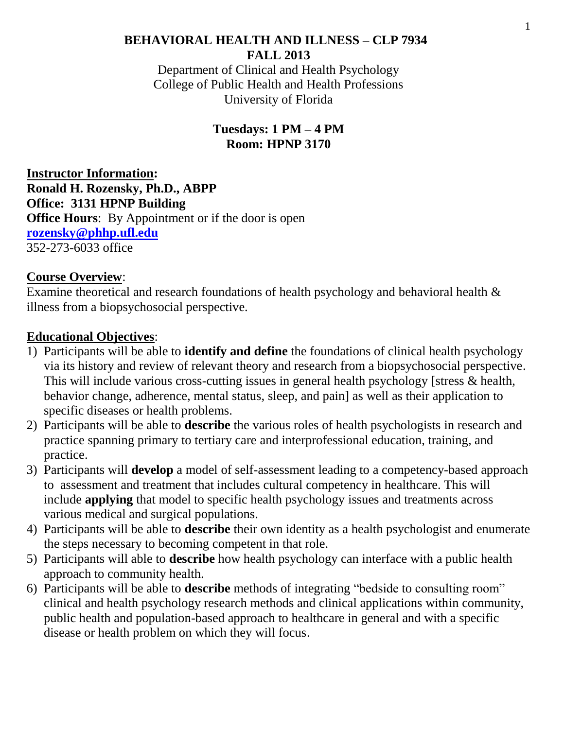# BEHAVIORAL HEALTH AND ILLNESS – CLP 7934

**FALL 2013**

Department of Clinical and Health Psychology
College of Public Health and Health Professions
University of Florida

**Tuesdays: 1 PM – 4 PM**
**Room: HPNP 3170**

**Instructor Information:**
**Ronald H. Rozensky, Ph.D., ABPP**
**Office: 3131 HPNP Building**
**Office Hours**: By Appointment or if the door is open
**rozensky@phhp.ufl.edu**
352-273-6033 office

## Course Overview:

Examine theoretical and research foundations of health psychology and behavioral health & illness from a biopsychosocial perspective.

## Educational Objectives:

1) Participants will be able to **identify and define** the foundations of clinical health psychology via its history and review of relevant theory and research from a biopsychosocial perspective. This will include various cross-cutting issues in general health psychology [stress & health, behavior change, adherence, mental status, sleep, and pain] as well as their application to specific diseases or health problems.
2) Participants will be able to **describe** the various roles of health psychologists in research and practice spanning primary to tertiary care and interprofessional education, training, and practice.
3) Participants will **develop** a model of self-assessment leading to a competency-based approach to assessment and treatment that includes cultural competency in healthcare. This will include **applying** that model to specific health psychology issues and treatments across various medical and surgical populations.
4) Participants will be able to **describe** their own identity as a health psychologist and enumerate the steps necessary to becoming competent in that role.
5) Participants will able to **describe** how health psychology can interface with a public health approach to community health.
6) Participants will be able to **describe** methods of integrating "bedside to consulting room" clinical and health psychology research methods and clinical applications within community, public health and population-based approach to healthcare in general and with a specific disease or health problem on which they will focus.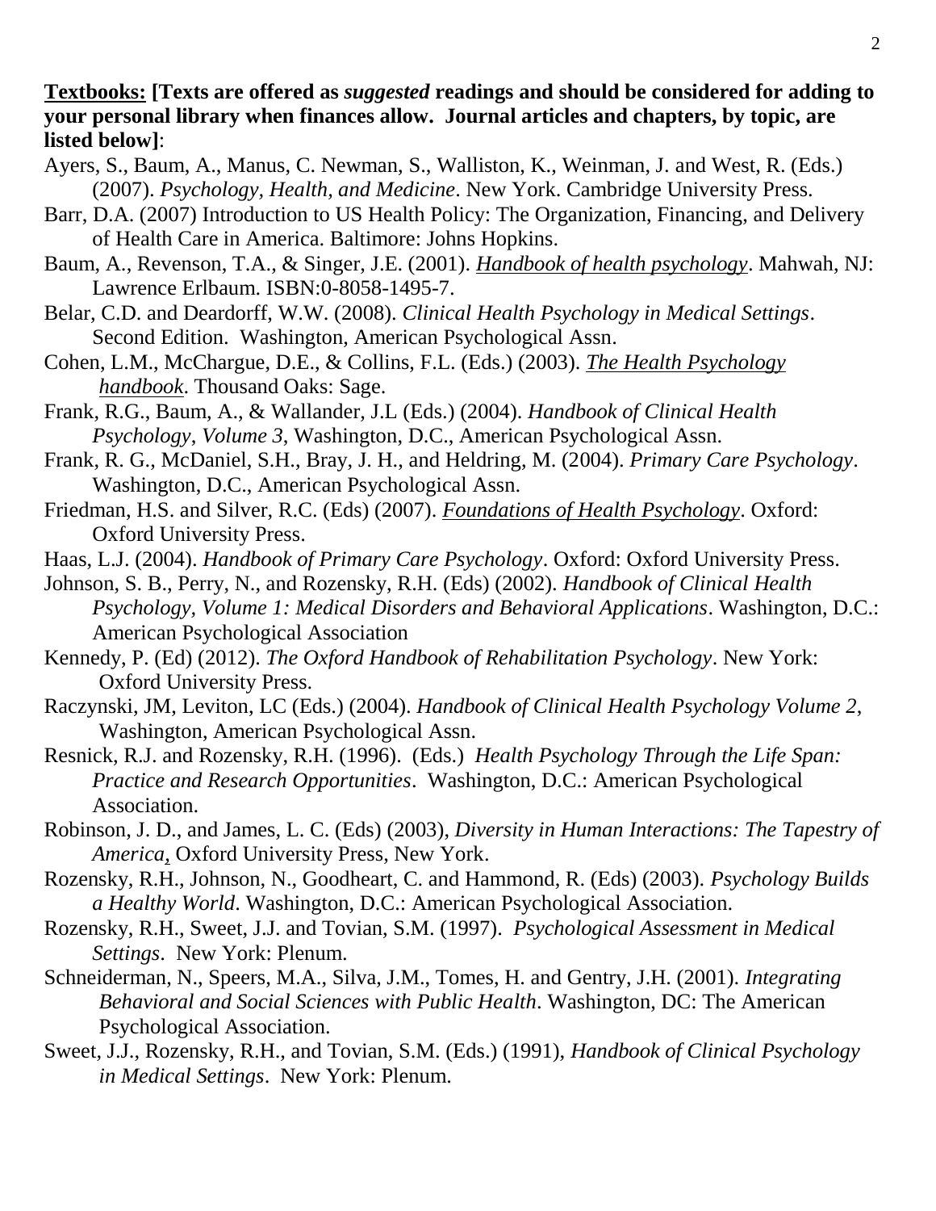**Textbooks: [Texts are offered as *suggested* readings and should be considered for adding to your personal library when finances allow. Journal articles and chapters, by topic, are listed below]**:

Ayers, S., Baum, A., Manus, C. Newman, S., Walliston, K., Weinman, J. and West, R. (Eds.) (2007). *Psychology, Health, and Medicine*. New York. Cambridge University Press.

Barr, D.A. (2007) Introduction to US Health Policy: The Organization, Financing, and Delivery of Health Care in America. Baltimore: Johns Hopkins.

Baum, A., Revenson, T.A., & Singer, J.E. (2001). *Handbook of health psychology*. Mahwah, NJ: Lawrence Erlbaum. ISBN:0-8058-1495-7.

Belar, C.D. and Deardorff, W.W. (2008). *Clinical Health Psychology in Medical Settings*. Second Edition. Washington, American Psychological Assn.

Cohen, L.M., McChargue, D.E., & Collins, F.L. (Eds.) (2003). *The Health Psychology handbook*. Thousand Oaks: Sage.

Frank, R.G., Baum, A., & Wallander, J.L (Eds.) (2004). *Handbook of Clinical Health Psychology, Volume 3*, Washington, D.C., American Psychological Assn.

Frank, R. G., McDaniel, S.H., Bray, J. H., and Heldring, M. (2004). *Primary Care Psychology*. Washington, D.C., American Psychological Assn.

Friedman, H.S. and Silver, R.C. (Eds) (2007). *Foundations of Health Psychology*. Oxford: Oxford University Press.

Haas, L.J. (2004). *Handbook of Primary Care Psychology*. Oxford: Oxford University Press.

Johnson, S. B., Perry, N., and Rozensky, R.H. (Eds) (2002). *Handbook of Clinical Health Psychology, Volume 1: Medical Disorders and Behavioral Applications*. Washington, D.C.: American Psychological Association

Kennedy, P. (Ed) (2012). *The Oxford Handbook of Rehabilitation Psychology*. New York: Oxford University Press.

Raczynski, JM, Leviton, LC (Eds.) (2004). *Handbook of Clinical Health Psychology Volume 2*, Washington, American Psychological Assn.

Resnick, R.J. and Rozensky, R.H. (1996). (Eds.) *Health Psychology Through the Life Span: Practice and Research Opportunities*. Washington, D.C.: American Psychological Association.

Robinson, J. D., and James, L. C. (Eds) (2003), *Diversity in Human Interactions: The Tapestry of America*, Oxford University Press, New York.

Rozensky, R.H., Johnson, N., Goodheart, C. and Hammond, R. (Eds) (2003). *Psychology Builds a Healthy World*. Washington, D.C.: American Psychological Association.

Rozensky, R.H., Sweet, J.J. and Tovian, S.M. (1997). *Psychological Assessment in Medical Settings*. New York: Plenum.

Schneiderman, N., Speers, M.A., Silva, J.M., Tomes, H. and Gentry, J.H. (2001). *Integrating Behavioral and Social Sciences with Public Health*. Washington, DC: The American Psychological Association.

Sweet, J.J., Rozensky, R.H., and Tovian, S.M. (Eds.) (1991), *Handbook of Clinical Psychology in Medical Settings*. New York: Plenum.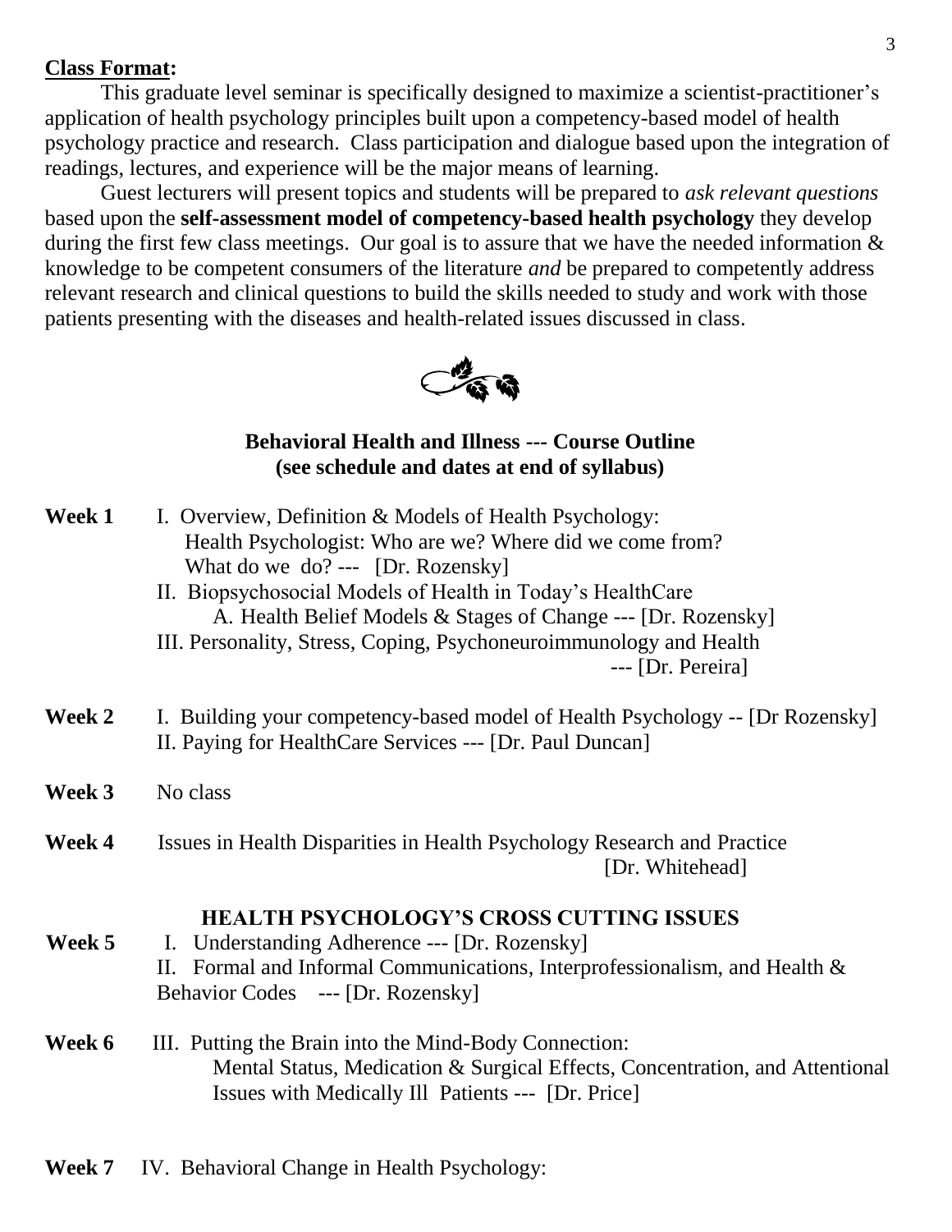**Class Format:**

This graduate level seminar is specifically designed to maximize a scientist-practitioner's application of health psychology principles built upon a competency-based model of health psychology practice and research. Class participation and dialogue based upon the integration of readings, lectures, and experience will be the major means of learning.

Guest lecturers will present topics and students will be prepared to *ask relevant questions* based upon the **self-assessment model of competency-based health psychology** they develop during the first few class meetings. Our goal is to assure that we have the needed information & knowledge to be competent consumers of the literature *and* be prepared to competently address relevant research and clinical questions to build the skills needed to study and work with those patients presenting with the diseases and health-related issues discussed in class.

### Behavioral Health and Illness --- Course Outline
### (see schedule and dates at end of syllabus)

**Week 1**
- I. Overview, Definition & Models of Health Psychology: Health Psychologist: Who are we? Where did we come from? What do we do? --- [Dr. Rozensky]
- II. Biopsychosocial Models of Health in Today's HealthCare
  - A. Health Belief Models & Stages of Change --- [Dr. Rozensky]
- III. Personality, Stress, Coping, Psychoneuroimmunology and Health --- [Dr. Pereira]

**Week 2**
- I. Building your competency-based model of Health Psychology -- [Dr Rozensky]
- II. Paying for HealthCare Services --- [Dr. Paul Duncan]

**Week 3** No class

**Week 4** Issues in Health Disparities in Health Psychology Research and Practice [Dr. Whitehead]

#### HEALTH PSYCHOLOGY'S CROSS CUTTING ISSUES

**Week 5**
- I. Understanding Adherence --- [Dr. Rozensky]
- II. Formal and Informal Communications, Interprofessionalism, and Health & Behavior Codes --- [Dr. Rozensky]

**Week 6**
- III. Putting the Brain into the Mind-Body Connection: Mental Status, Medication & Surgical Effects, Concentration, and Attentional Issues with Medically Ill Patients --- [Dr. Price]

**Week 7** IV. Behavioral Change in Health Psychology: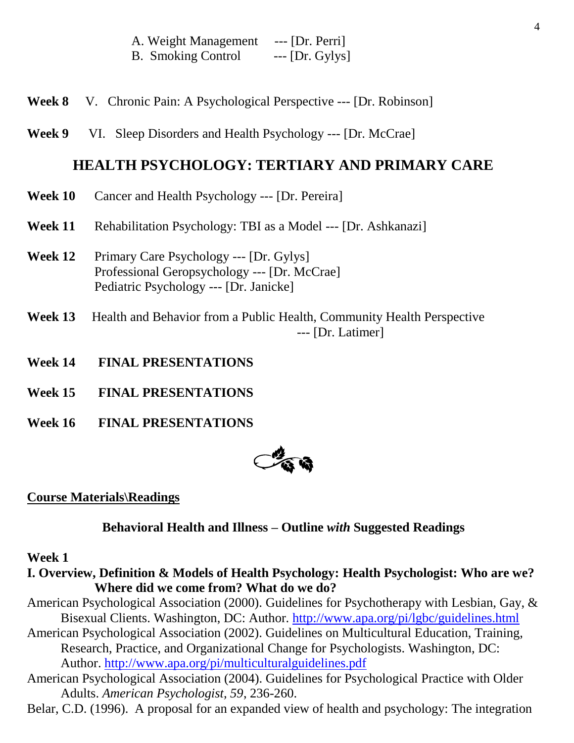A. Weight Management --- [Dr. Perri]
B. Smoking Control --- [Dr. Gylys]

**Week 8** V. Chronic Pain: A Psychological Perspective --- [Dr. Robinson]

**Week 9** VI. Sleep Disorders and Health Psychology --- [Dr. McCrae]

## HEALTH PSYCHOLOGY: TERTIARY AND PRIMARY CARE

**Week 10** Cancer and Health Psychology --- [Dr. Pereira]

**Week 11** Rehabilitation Psychology: TBI as a Model --- [Dr. Ashkanazi]

**Week 12** Primary Care Psychology --- [Dr. Gylys]
Professional Geropsychology --- [Dr. McCrae]
Pediatric Psychology --- [Dr. Janicke]

**Week 13** Health and Behavior from a Public Health, Community Health Perspective --- [Dr. Latimer]

**Week 14** **FINAL PRESENTATIONS**

**Week 15** **FINAL PRESENTATIONS**

**Week 16** **FINAL PRESENTATIONS**

**Course Materials\Readings**

### Behavioral Health and Illness – Outline *with* Suggested Readings

**Week 1**

**I. Overview, Definition & Models of Health Psychology: Health Psychologist: Who are we? Where did we come from? What do we do?**

American Psychological Association (2000). Guidelines for Psychotherapy with Lesbian, Gay, & Bisexual Clients. Washington, DC: Author. http://www.apa.org/pi/lgbc/guidelines.html

American Psychological Association (2002). Guidelines on Multicultural Education, Training, Research, Practice, and Organizational Change for Psychologists. Washington, DC: Author. http://www.apa.org/pi/multiculturalguidelines.pdf

American Psychological Association (2004). Guidelines for Psychological Practice with Older Adults. *American Psychologist, 59*, 236-260.

Belar, C.D. (1996). A proposal for an expanded view of health and psychology: The integration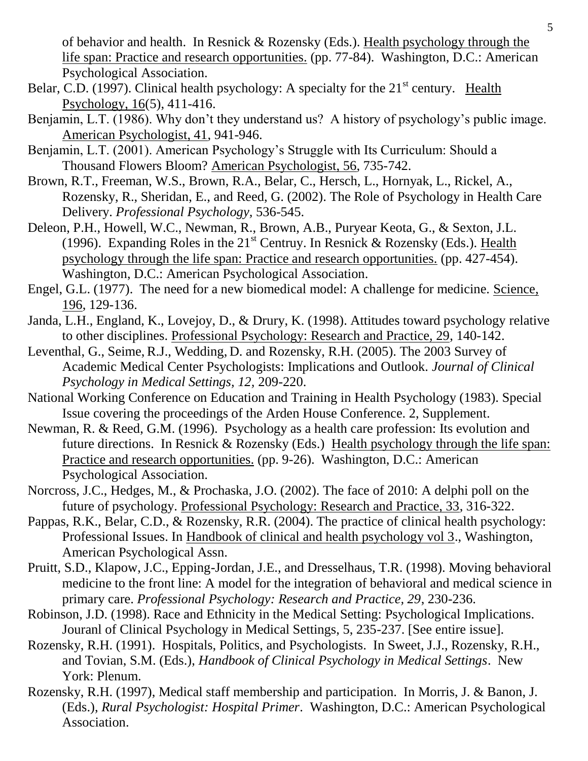of behavior and health. In Resnick & Rozensky (Eds.). Health psychology through the life span: Practice and research opportunities. (pp. 77-84). Washington, D.C.: American Psychological Association.

Belar, C.D. (1997). Clinical health psychology: A specialty for the 21st century. Health Psychology, 16(5), 411-416.

Benjamin, L.T. (1986). Why don't they understand us? A history of psychology's public image. American Psychologist, 41, 941-946.

Benjamin, L.T. (2001). American Psychology's Struggle with Its Curriculum: Should a Thousand Flowers Bloom? American Psychologist, 56, 735-742.

Brown, R.T., Freeman, W.S., Brown, R.A., Belar, C., Hersch, L., Hornyak, L., Rickel, A., Rozensky, R., Sheridan, E., and Reed, G. (2002). The Role of Psychology in Health Care Delivery. *Professional Psychology,* 536-545.

Deleon, P.H., Howell, W.C., Newman, R., Brown, A.B., Puryear Keota, G., & Sexton, J.L. (1996). Expanding Roles in the 21st Centruy. In Resnick & Rozensky (Eds.). Health psychology through the life span: Practice and research opportunities. (pp. 427-454). Washington, D.C.: American Psychological Association.

Engel, G.L. (1977). The need for a new biomedical model: A challenge for medicine. Science, 196, 129-136.

Janda, L.H., England, K., Lovejoy, D., & Drury, K. (1998). Attitudes toward psychology relative to other disciplines. Professional Psychology: Research and Practice, 29, 140-142.

Leventhal, G., Seime, R.J., Wedding, D. and Rozensky, R.H. (2005). The 2003 Survey of Academic Medical Center Psychologists: Implications and Outlook. *Journal of Clinical Psychology in Medical Settings, 12,* 209-220.

National Working Conference on Education and Training in Health Psychology (1983). Special Issue covering the proceedings of the Arden House Conference. 2, Supplement.

Newman, R. & Reed, G.M. (1996). Psychology as a health care profession: Its evolution and future directions. In Resnick & Rozensky (Eds.) Health psychology through the life span: Practice and research opportunities. (pp. 9-26). Washington, D.C.: American Psychological Association.

Norcross, J.C., Hedges, M., & Prochaska, J.O. (2002). The face of 2010: A delphi poll on the future of psychology. Professional Psychology: Research and Practice, 33, 316-322.

Pappas, R.K., Belar, C.D., & Rozensky, R.R. (2004). The practice of clinical health psychology: Professional Issues. In Handbook of clinical and health psychology vol 3., Washington, American Psychological Assn.

Pruitt, S.D., Klapow, J.C., Epping-Jordan, J.E., and Dresselhaus, T.R. (1998). Moving behavioral medicine to the front line: A model for the integration of behavioral and medical science in primary care. *Professional Psychology: Research and Practice, 29*, 230-236.

Robinson, J.D. (1998). Race and Ethnicity in the Medical Setting: Psychological Implications. Jouranl of Clinical Psychology in Medical Settings, 5, 235-237. [See entire issue].

Rozensky, R.H. (1991). Hospitals, Politics, and Psychologists. In Sweet, J.J., Rozensky, R.H., and Tovian, S.M. (Eds.), *Handbook of Clinical Psychology in Medical Settings*. New York: Plenum.

Rozensky, R.H. (1997), Medical staff membership and participation. In Morris, J. & Banon, J. (Eds.), *Rural Psychologist: Hospital Primer*. Washington, D.C.: American Psychological Association.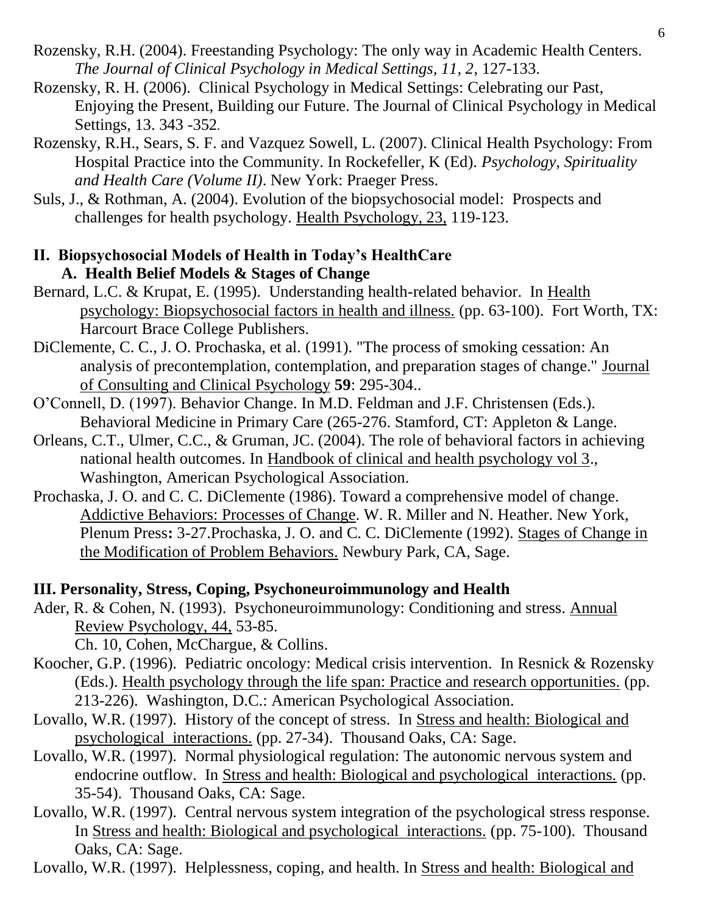Rozensky, R.H. (2004). Freestanding Psychology: The only way in Academic Health Centers. *The Journal of Clinical Psychology in Medical Settings, 11, 2,* 127-133.

Rozensky, R. H. (2006). Clinical Psychology in Medical Settings: Celebrating our Past, Enjoying the Present, Building our Future. The Journal of Clinical Psychology in Medical Settings, 13. 343 -352.

Rozensky, R.H., Sears, S. F. and Vazquez Sowell, L. (2007). Clinical Health Psychology: From Hospital Practice into the Community. In Rockefeller, K (Ed). *Psychology, Spirituality and Health Care (Volume II)*. New York: Praeger Press.

Suls, J., & Rothman, A. (2004). Evolution of the biopsychosocial model: Prospects and challenges for health psychology. Health Psychology, 23, 119-123.

## II. Biopsychosocial Models of Health in Today's HealthCare

### A. Health Belief Models & Stages of Change

Bernard, L.C. & Krupat, E. (1995). Understanding health-related behavior. In Health psychology: Biopsychosocial factors in health and illness. (pp. 63-100). Fort Worth, TX: Harcourt Brace College Publishers.

DiClemente, C. C., J. O. Prochaska, et al. (1991). "The process of smoking cessation: An analysis of precontemplation, contemplation, and preparation stages of change." Journal of Consulting and Clinical Psychology **59**: 295-304..

O'Connell, D. (1997). Behavior Change. In M.D. Feldman and J.F. Christensen (Eds.). Behavioral Medicine in Primary Care (265-276. Stamford, CT: Appleton & Lange.

Orleans, C.T., Ulmer, C.C., & Gruman, JC. (2004). The role of behavioral factors in achieving national health outcomes. In Handbook of clinical and health psychology vol 3., Washington, American Psychological Association.

Prochaska, J. O. and C. C. DiClemente (1986). Toward a comprehensive model of change. Addictive Behaviors: Processes of Change. W. R. Miller and N. Heather. New York, Plenum Press**:** 3-27.Prochaska, J. O. and C. C. DiClemente (1992). Stages of Change in the Modification of Problem Behaviors. Newbury Park, CA, Sage.

## III. Personality, Stress, Coping, Psychoneuroimmunology and Health

Ader, R. & Cohen, N. (1993). Psychoneuroimmunology: Conditioning and stress. Annual Review Psychology, 44, 53-85.
Ch. 10, Cohen, McChargue, & Collins.

Koocher, G.P. (1996). Pediatric oncology: Medical crisis intervention. In Resnick & Rozensky (Eds.). Health psychology through the life span: Practice and research opportunities. (pp. 213-226). Washington, D.C.: American Psychological Association.

Lovallo, W.R. (1997). History of the concept of stress. In Stress and health: Biological and psychological interactions. (pp. 27-34). Thousand Oaks, CA: Sage.

Lovallo, W.R. (1997). Normal physiological regulation: The autonomic nervous system and endocrine outflow. In Stress and health: Biological and psychological interactions. (pp. 35-54). Thousand Oaks, CA: Sage.

Lovallo, W.R. (1997). Central nervous system integration of the psychological stress response. In Stress and health: Biological and psychological interactions. (pp. 75-100). Thousand Oaks, CA: Sage.

Lovallo, W.R. (1997). Helplessness, coping, and health. In Stress and health: Biological and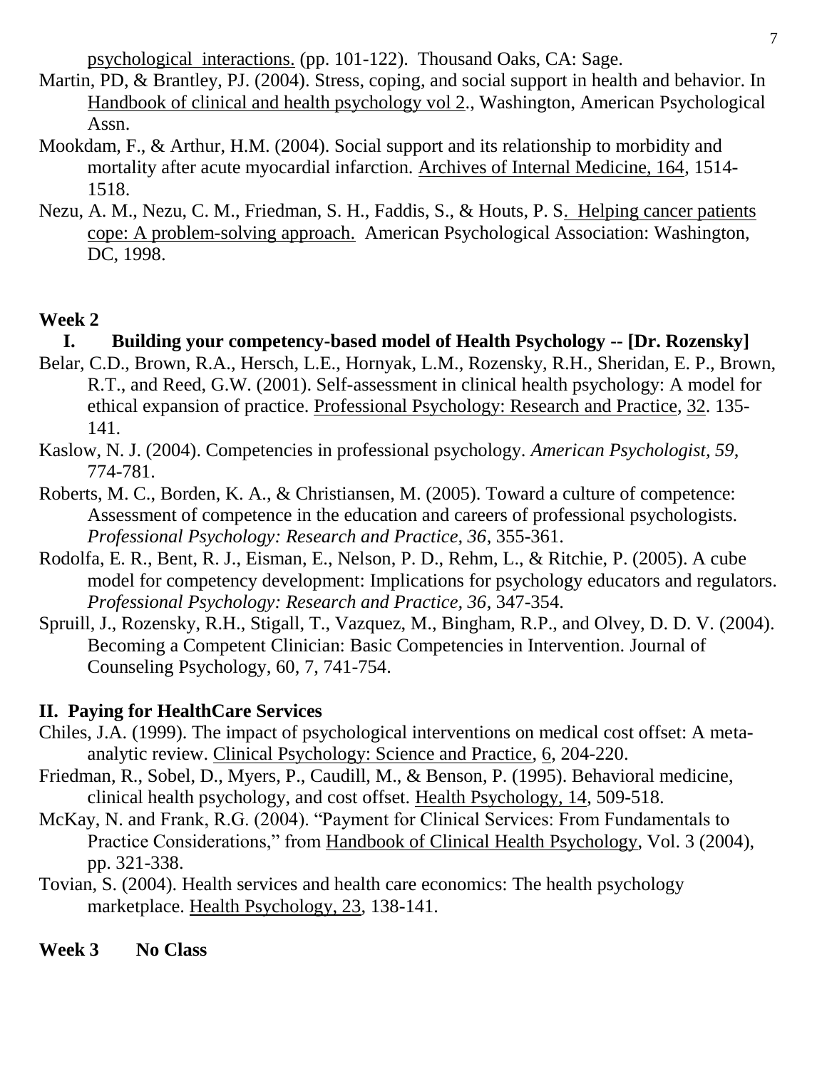psychological interactions. (pp. 101-122). Thousand Oaks, CA: Sage.

Martin, PD, & Brantley, PJ. (2004). Stress, coping, and social support in health and behavior. In Handbook of clinical and health psychology vol 2., Washington, American Psychological Assn.

Mookdam, F., & Arthur, H.M. (2004). Social support and its relationship to morbidity and mortality after acute myocardial infarction. Archives of Internal Medicine, 164, 1514-1518.

Nezu, A. M., Nezu, C. M., Friedman, S. H., Faddis, S., & Houts, P. S. Helping cancer patients cope: A problem-solving approach. American Psychological Association: Washington, DC, 1998.

**Week 2**

**I. Building your competency-based model of Health Psychology -- [Dr. Rozensky]**

Belar, C.D., Brown, R.A., Hersch, L.E., Hornyak, L.M., Rozensky, R.H., Sheridan, E. P., Brown, R.T., and Reed, G.W. (2001). Self-assessment in clinical health psychology: A model for ethical expansion of practice. Professional Psychology: Research and Practice, 32. 135-141.

Kaslow, N. J. (2004). Competencies in professional psychology. *American Psychologist, 59*, 774-781.

Roberts, M. C., Borden, K. A., & Christiansen, M. (2005). Toward a culture of competence: Assessment of competence in the education and careers of professional psychologists. *Professional Psychology: Research and Practice, 36*, 355-361.

Rodolfa, E. R., Bent, R. J., Eisman, E., Nelson, P. D., Rehm, L., & Ritchie, P. (2005). A cube model for competency development: Implications for psychology educators and regulators. *Professional Psychology: Research and Practice, 36*, 347-354.

Spruill, J., Rozensky, R.H., Stigall, T., Vazquez, M., Bingham, R.P., and Olvey, D. D. V. (2004). Becoming a Competent Clinician: Basic Competencies in Intervention. Journal of Counseling Psychology, 60, 7, 741-754.

**II. Paying for HealthCare Services**

Chiles, J.A. (1999). The impact of psychological interventions on medical cost offset: A meta-analytic review. Clinical Psychology: Science and Practice, 6, 204-220.

Friedman, R., Sobel, D., Myers, P., Caudill, M., & Benson, P. (1995). Behavioral medicine, clinical health psychology, and cost offset. Health Psychology, 14, 509-518.

McKay, N. and Frank, R.G. (2004). "Payment for Clinical Services: From Fundamentals to Practice Considerations," from Handbook of Clinical Health Psychology, Vol. 3 (2004), pp. 321-338.

Tovian, S. (2004). Health services and health care economics: The health psychology marketplace. Health Psychology, 23, 138-141.

**Week 3 No Class**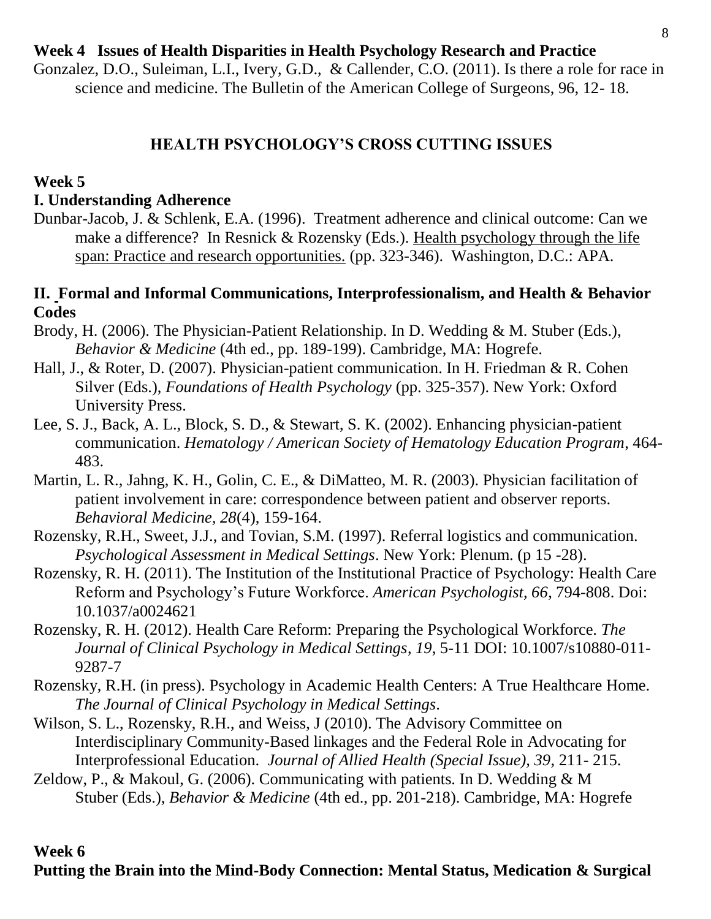**Week 4 Issues of Health Disparities in Health Psychology Research and Practice**

Gonzalez, D.O., Suleiman, L.I., Ivery, G.D., & Callender, C.O. (2011). Is there a role for race in science and medicine. The Bulletin of the American College of Surgeons, 96, 12- 18.

## HEALTH PSYCHOLOGY'S CROSS CUTTING ISSUES

**Week 5**

**I. Understanding Adherence**

Dunbar-Jacob, J. & Schlenk, E.A. (1996). Treatment adherence and clinical outcome: Can we make a difference? In Resnick & Rozensky (Eds.). Health psychology through the life span: Practice and research opportunities. (pp. 323-346). Washington, D.C.: APA.

**II. Formal and Informal Communications, Interprofessionalism, and Health & Behavior Codes**

Brody, H. (2006). The Physician-Patient Relationship. In D. Wedding & M. Stuber (Eds.), *Behavior & Medicine* (4th ed., pp. 189-199). Cambridge, MA: Hogrefe.

Hall, J., & Roter, D. (2007). Physician-patient communication. In H. Friedman & R. Cohen Silver (Eds.), *Foundations of Health Psychology* (pp. 325-357). New York: Oxford University Press.

Lee, S. J., Back, A. L., Block, S. D., & Stewart, S. K. (2002). Enhancing physician-patient communication. *Hematology / American Society of Hematology Education Program*, 464-483.

Martin, L. R., Jahng, K. H., Golin, C. E., & DiMatteo, M. R. (2003). Physician facilitation of patient involvement in care: correspondence between patient and observer reports. *Behavioral Medicine, 28*(4), 159-164.

Rozensky, R.H., Sweet, J.J., and Tovian, S.M. (1997). Referral logistics and communication. *Psychological Assessment in Medical Settings*. New York: Plenum. (p 15 -28).

Rozensky, R. H. (2011). The Institution of the Institutional Practice of Psychology: Health Care Reform and Psychology's Future Workforce. *American Psychologist, 66*, 794-808. Doi: 10.1037/a0024621

Rozensky, R. H. (2012). Health Care Reform: Preparing the Psychological Workforce. *The Journal of Clinical Psychology in Medical Settings*, *19*, 5-11 DOI: 10.1007/s10880-011-9287-7

Rozensky, R.H. (in press). Psychology in Academic Health Centers: A True Healthcare Home. *The Journal of Clinical Psychology in Medical Settings*.

Wilson, S. L., Rozensky, R.H., and Weiss, J (2010). The Advisory Committee on Interdisciplinary Community-Based linkages and the Federal Role in Advocating for Interprofessional Education. *Journal of Allied Health (Special Issue), 39*, 211- 215.

Zeldow, P., & Makoul, G. (2006). Communicating with patients. In D. Wedding & M Stuber (Eds.), *Behavior & Medicine* (4th ed., pp. 201-218). Cambridge, MA: Hogrefe

**Week 6**

**Putting the Brain into the Mind-Body Connection: Mental Status, Medication & Surgical**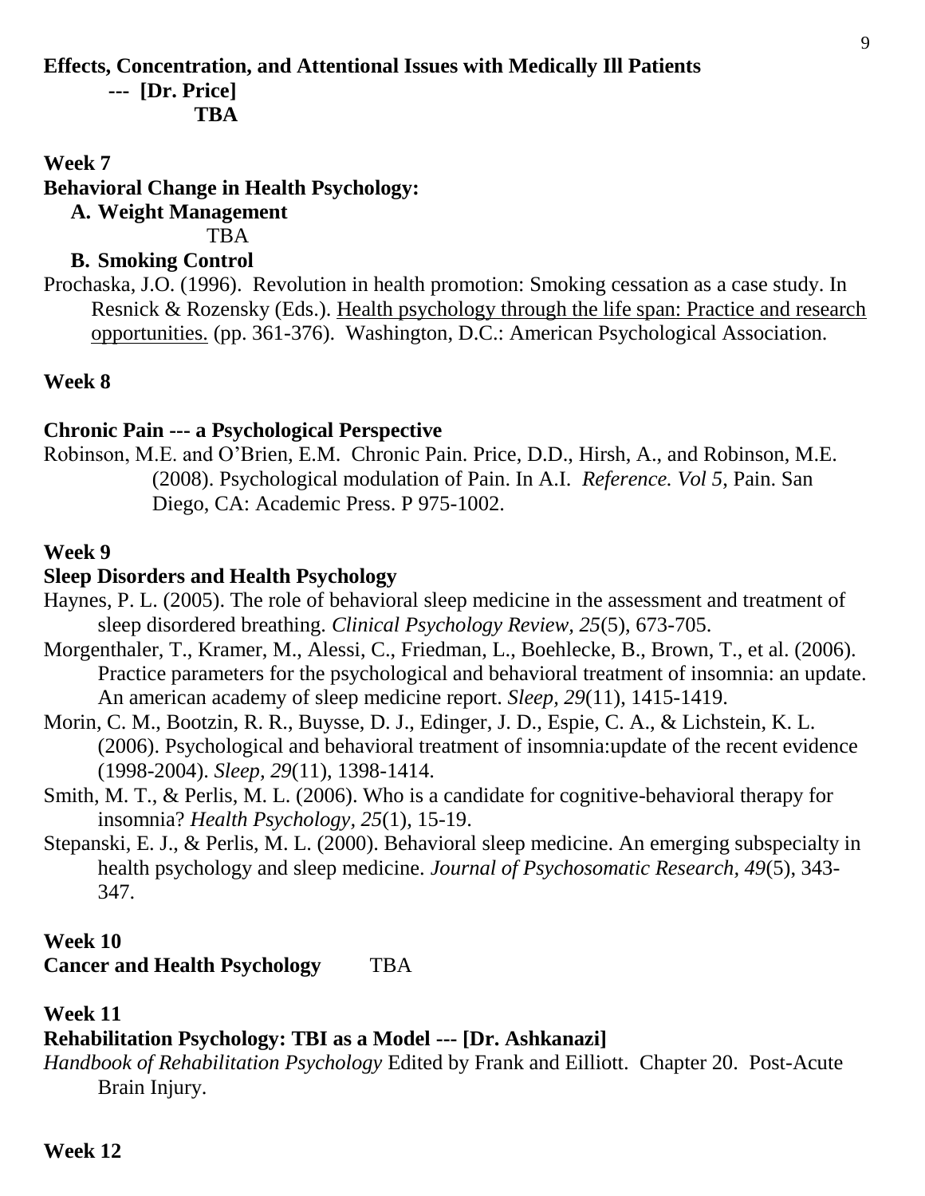**Effects, Concentration, and Attentional Issues with Medically Ill Patients --- [Dr. Price]**

**TBA**

**Week 7**

**Behavioral Change in Health Psychology:**

**A. Weight Management**

TBA

**B. Smoking Control**

Prochaska, J.O. (1996). Revolution in health promotion: Smoking cessation as a case study. In Resnick & Rozensky (Eds.). Health psychology through the life span: Practice and research opportunities. (pp. 361-376). Washington, D.C.: American Psychological Association.

**Week 8**

**Chronic Pain --- a Psychological Perspective**

Robinson, M.E. and O'Brien, E.M. Chronic Pain. Price, D.D., Hirsh, A., and Robinson, M.E. (2008). Psychological modulation of Pain. In A.I. *Reference. Vol 5,* Pain. San Diego, CA: Academic Press. P 975-1002.

**Week 9**

**Sleep Disorders and Health Psychology**

Haynes, P. L. (2005). The role of behavioral sleep medicine in the assessment and treatment of sleep disordered breathing. *Clinical Psychology Review, 25*(5), 673-705.

Morgenthaler, T., Kramer, M., Alessi, C., Friedman, L., Boehlecke, B., Brown, T., et al. (2006). Practice parameters for the psychological and behavioral treatment of insomnia: an update. An american academy of sleep medicine report. *Sleep, 29*(11), 1415-1419.

Morin, C. M., Bootzin, R. R., Buysse, D. J., Edinger, J. D., Espie, C. A., & Lichstein, K. L. (2006). Psychological and behavioral treatment of insomnia:update of the recent evidence (1998-2004). *Sleep, 29*(11), 1398-1414.

Smith, M. T., & Perlis, M. L. (2006). Who is a candidate for cognitive-behavioral therapy for insomnia? *Health Psychology, 25*(1), 15-19.

Stepanski, E. J., & Perlis, M. L. (2000). Behavioral sleep medicine. An emerging subspecialty in health psychology and sleep medicine. *Journal of Psychosomatic Research, 49*(5), 343-347.

**Week 10**

**Cancer and Health Psychology** TBA

**Week 11**

**Rehabilitation Psychology: TBI as a Model --- [Dr. Ashkanazi]**

*Handbook of Rehabilitation Psychology* Edited by Frank and Eilliott. Chapter 20. Post-Acute Brain Injury.

**Week 12**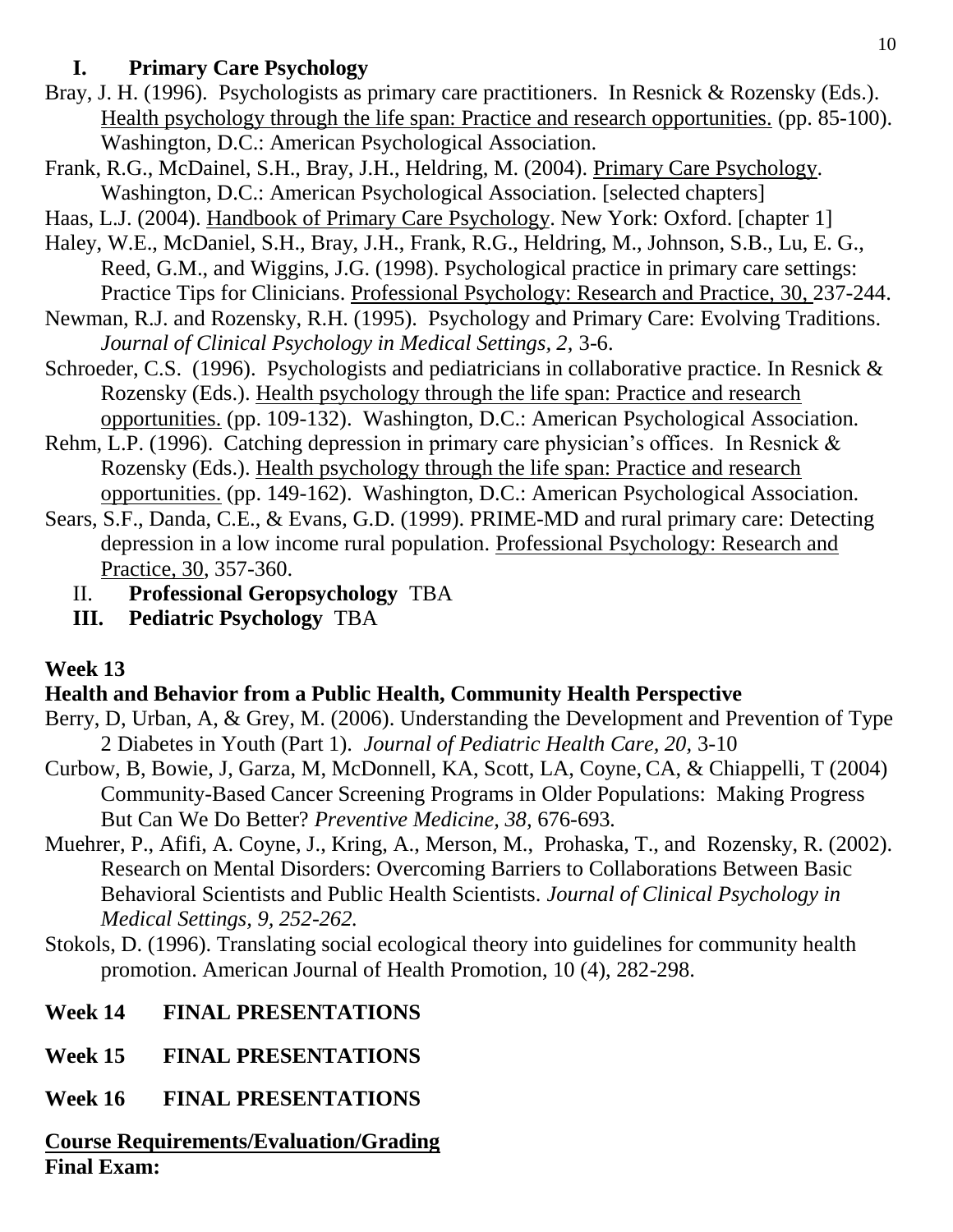## I. Primary Care Psychology

Bray, J. H. (1996). Psychologists as primary care practitioners. In Resnick & Rozensky (Eds.). Health psychology through the life span: Practice and research opportunities. (pp. 85-100). Washington, D.C.: American Psychological Association.

Frank, R.G., McDainel, S.H., Bray, J.H., Heldring, M. (2004). Primary Care Psychology. Washington, D.C.: American Psychological Association. [selected chapters]

Haas, L.J. (2004). Handbook of Primary Care Psychology. New York: Oxford. [chapter 1]

Haley, W.E., McDaniel, S.H., Bray, J.H., Frank, R.G., Heldring, M., Johnson, S.B., Lu, E. G., Reed, G.M., and Wiggins, J.G. (1998). Psychological practice in primary care settings: Practice Tips for Clinicians. Professional Psychology: Research and Practice, 30, 237-244.

Newman, R.J. and Rozensky, R.H. (1995). Psychology and Primary Care: Evolving Traditions. *Journal of Clinical Psychology in Medical Settings, 2,* 3-6.

Schroeder, C.S. (1996). Psychologists and pediatricians in collaborative practice. In Resnick & Rozensky (Eds.). Health psychology through the life span: Practice and research opportunities. (pp. 109-132). Washington, D.C.: American Psychological Association.

Rehm, L.P. (1996). Catching depression in primary care physician's offices. In Resnick & Rozensky (Eds.). Health psychology through the life span: Practice and research opportunities. (pp. 149-162). Washington, D.C.: American Psychological Association.

Sears, S.F., Danda, C.E., & Evans, G.D. (1999). PRIME-MD and rural primary care: Detecting depression in a low income rural population. Professional Psychology: Research and Practice, 30, 357-360.

## II. Professional Geropsychology TBA

## III. Pediatric Psychology TBA

## Week 13

### Health and Behavior from a Public Health, Community Health Perspective

Berry, D, Urban, A, & Grey, M. (2006). Understanding the Development and Prevention of Type 2 Diabetes in Youth (Part 1). *Journal of Pediatric Health Care, 20,* 3-10

Curbow, B, Bowie, J, Garza, M, McDonnell, KA, Scott, LA, Coyne, CA, & Chiappelli, T (2004) Community-Based Cancer Screening Programs in Older Populations: Making Progress But Can We Do Better? *Preventive Medicine, 38,* 676-693.

Muehrer, P., Afifi, A. Coyne, J., Kring, A., Merson, M., Prohaska, T., and Rozensky, R. (2002). Research on Mental Disorders: Overcoming Barriers to Collaborations Between Basic Behavioral Scientists and Public Health Scientists. *Journal of Clinical Psychology in Medical Settings, 9, 252-262.*

Stokols, D. (1996). Translating social ecological theory into guidelines for community health promotion. American Journal of Health Promotion, 10 (4), 282-298.

## Week 14 FINAL PRESENTATIONS

## Week 15 FINAL PRESENTATIONS

## Week 16 FINAL PRESENTATIONS

## Course Requirements/Evaluation/Grading

**Final Exam:**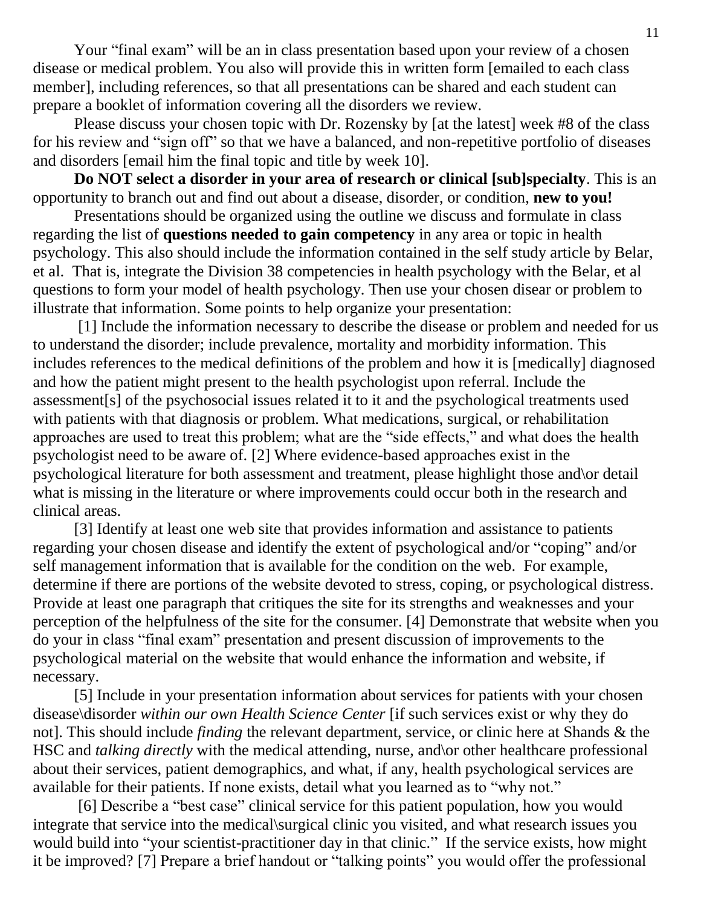Your "final exam" will be an in class presentation based upon your review of a chosen disease or medical problem. You also will provide this in written form [emailed to each class member], including references, so that all presentations can be shared and each student can prepare a booklet of information covering all the disorders we review.

Please discuss your chosen topic with Dr. Rozensky by [at the latest] week #8 of the class for his review and "sign off" so that we have a balanced, and non-repetitive portfolio of diseases and disorders [email him the final topic and title by week 10].

**Do NOT select a disorder in your area of research or clinical [sub]specialty**. This is an opportunity to branch out and find out about a disease, disorder, or condition, **new to you!**

Presentations should be organized using the outline we discuss and formulate in class regarding the list of **questions needed to gain competency** in any area or topic in health psychology. This also should include the information contained in the self study article by Belar, et al. That is, integrate the Division 38 competencies in health psychology with the Belar, et al questions to form your model of health psychology. Then use your chosen disear or problem to illustrate that information. Some points to help organize your presentation:

[1] Include the information necessary to describe the disease or problem and needed for us to understand the disorder; include prevalence, mortality and morbidity information. This includes references to the medical definitions of the problem and how it is [medically] diagnosed and how the patient might present to the health psychologist upon referral. Include the assessment[s] of the psychosocial issues related it to it and the psychological treatments used with patients with that diagnosis or problem. What medications, surgical, or rehabilitation approaches are used to treat this problem; what are the "side effects," and what does the health psychologist need to be aware of. [2] Where evidence-based approaches exist in the psychological literature for both assessment and treatment, please highlight those and\or detail what is missing in the literature or where improvements could occur both in the research and clinical areas.

[3] Identify at least one web site that provides information and assistance to patients regarding your chosen disease and identify the extent of psychological and/or "coping" and/or self management information that is available for the condition on the web. For example, determine if there are portions of the website devoted to stress, coping, or psychological distress. Provide at least one paragraph that critiques the site for its strengths and weaknesses and your perception of the helpfulness of the site for the consumer. [4] Demonstrate that website when you do your in class "final exam" presentation and present discussion of improvements to the psychological material on the website that would enhance the information and website, if necessary.

[5] Include in your presentation information about services for patients with your chosen disease\disorder *within our own Health Science Center* [if such services exist or why they do not]. This should include *finding* the relevant department, service, or clinic here at Shands & the HSC and *talking directly* with the medical attending, nurse, and\or other healthcare professional about their services, patient demographics, and what, if any, health psychological services are available for their patients. If none exists, detail what you learned as to "why not."

[6] Describe a "best case" clinical service for this patient population, how you would integrate that service into the medical\surgical clinic you visited, and what research issues you would build into "your scientist-practitioner day in that clinic." If the service exists, how might it be improved? [7] Prepare a brief handout or "talking points" you would offer the professional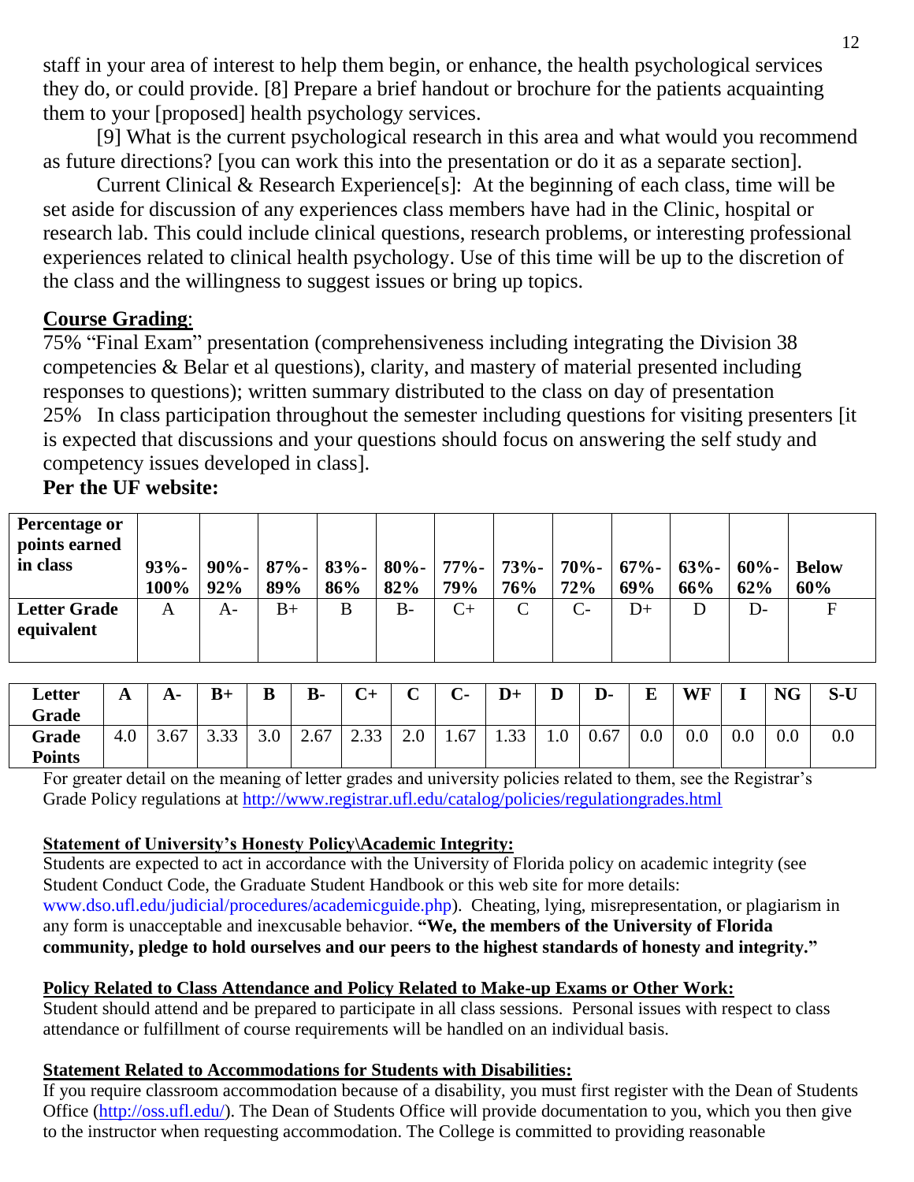staff in your area of interest to help them begin, or enhance, the health psychological services they do, or could provide. [8] Prepare a brief handout or brochure for the patients acquainting them to your [proposed] health psychology services.

[9] What is the current psychological research in this area and what would you recommend as future directions? [you can work this into the presentation or do it as a separate section].

Current Clinical & Research Experience[s]: At the beginning of each class, time will be set aside for discussion of any experiences class members have had in the Clinic, hospital or research lab. This could include clinical questions, research problems, or interesting professional experiences related to clinical health psychology. Use of this time will be up to the discretion of the class and the willingness to suggest issues or bring up topics.

## Course Grading:

75% "Final Exam" presentation (comprehensiveness including integrating the Division 38 competencies & Belar et al questions), clarity, and mastery of material presented including responses to questions); written summary distributed to the class on day of presentation
25% In class participation throughout the semester including questions for visiting presenters [it is expected that discussions and your questions should focus on answering the self study and competency issues developed in class].

**Per the UF website:**

| Percentage or points earned in class | 93%-100% | 90%-92% | 87%-89% | 83%-86% | 80%-82% | 77%-79% | 73%-76% | 70%-72% | 67%-69% | 63%-66% | 60%-62% | Below 60% |
|---|---|---|---|---|---|---|---|---|---|---|---|---|
| **Letter Grade equivalent** | A | A- | B+ | B | B- | C+ | C | C- | D+ | D | D- | F |

| Letter Grade | A | A- | B+ | B | B- | C+ | C | C- | D+ | D | D- | E | WF | I | NG | S-U |
|---|---|---|---|---|---|---|---|---|---|---|---|---|---|---|---|---|
| **Grade Points** | 4.0 | 3.67 | 3.33 | 3.0 | 2.67 | 2.33 | 2.0 | 1.67 | 1.33 | 1.0 | 0.67 | 0.0 | 0.0 | 0.0 | 0.0 | 0.0 |

For greater detail on the meaning of letter grades and university policies related to them, see the Registrar's Grade Policy regulations at http://www.registrar.ufl.edu/catalog/policies/regulationgrades.html

**Statement of University's Honesty Policy\Academic Integrity:**

Students are expected to act in accordance with the University of Florida policy on academic integrity (see Student Conduct Code, the Graduate Student Handbook or this web site for more details: www.dso.ufl.edu/judicial/procedures/academicguide.php). Cheating, lying, misrepresentation, or plagiarism in any form is unacceptable and inexcusable behavior. **"We, the members of the University of Florida community, pledge to hold ourselves and our peers to the highest standards of honesty and integrity."**

**Policy Related to Class Attendance and Policy Related to Make-up Exams or Other Work:**

Student should attend and be prepared to participate in all class sessions. Personal issues with respect to class attendance or fulfillment of course requirements will be handled on an individual basis.

**Statement Related to Accommodations for Students with Disabilities:**

If you require classroom accommodation because of a disability, you must first register with the Dean of Students Office (http://oss.ufl.edu/). The Dean of Students Office will provide documentation to you, which you then give to the instructor when requesting accommodation. The College is committed to providing reasonable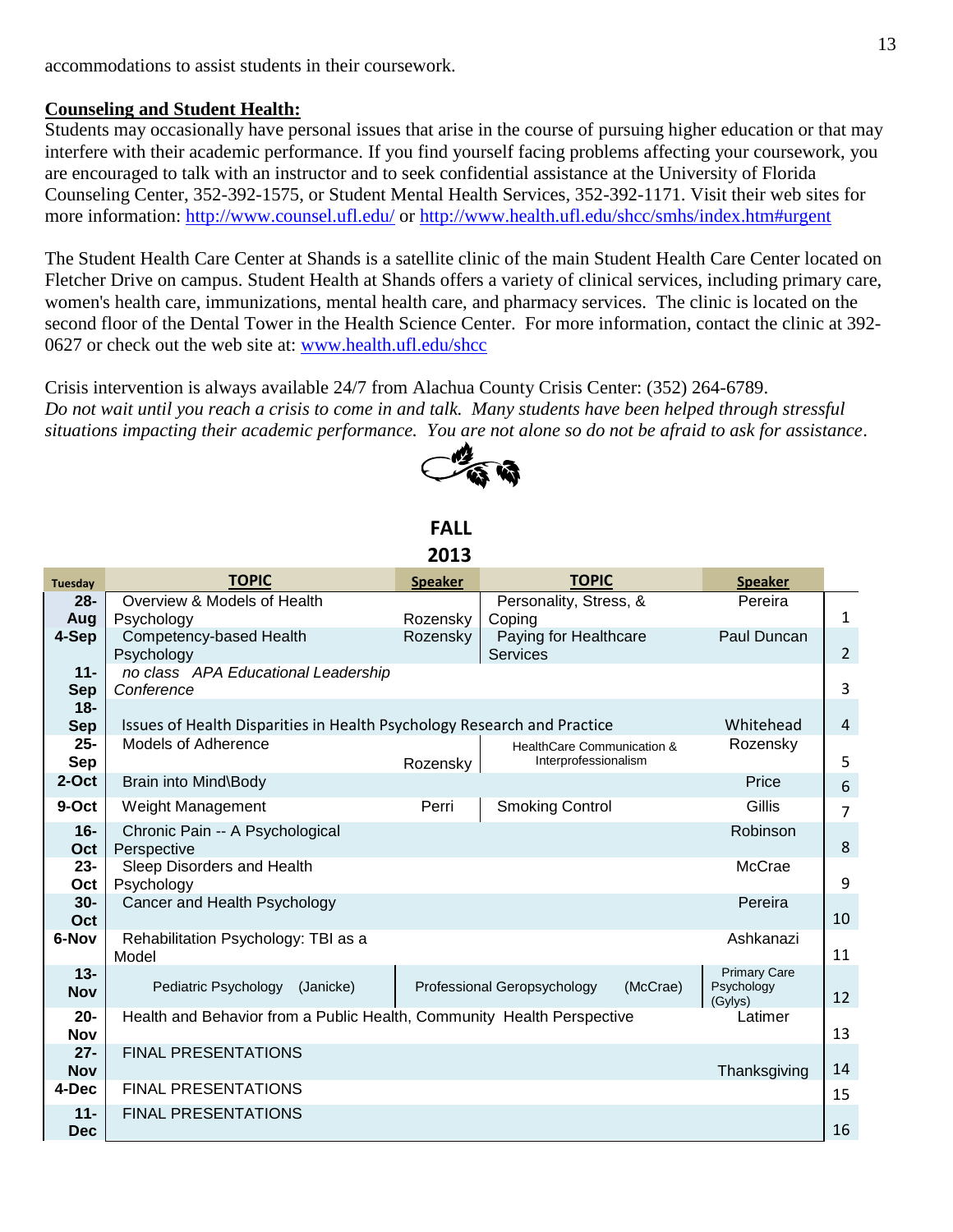accommodations to assist students in their coursework.

**Counseling and Student Health:**

Students may occasionally have personal issues that arise in the course of pursuing higher education or that may interfere with their academic performance. If you find yourself facing problems affecting your coursework, you are encouraged to talk with an instructor and to seek confidential assistance at the University of Florida Counseling Center, 352-392-1575, or Student Mental Health Services, 352-392-1171. Visit their web sites for more information: http://www.counsel.ufl.edu/ or http://www.health.ufl.edu/shcc/smhs/index.htm#urgent

The Student Health Care Center at Shands is a satellite clinic of the main Student Health Care Center located on Fletcher Drive on campus. Student Health at Shands offers a variety of clinical services, including primary care, women's health care, immunizations, mental health care, and pharmacy services. The clinic is located on the second floor of the Dental Tower in the Health Science Center. For more information, contact the clinic at 392-0627 or check out the web site at: www.health.ufl.edu/shcc

Crisis intervention is always available 24/7 from Alachua County Crisis Center: (352) 264-6789.
*Do not wait until you reach a crisis to come in and talk. Many students have been helped through stressful situations impacting their academic performance. You are not alone so do not be afraid to ask for assistance.*

**FALL 2013**

| Tuesday | TOPIC | Speaker | TOPIC | Speaker | |
|---|---|---|---|---|---|
| 28-Aug | Overview & Models of Health Psychology | Rozensky | Personality, Stress, & Coping | Pereira | 1 |
| 4-Sep | Competency-based Health Psychology | Rozensky | Paying for Healthcare Services | Paul Duncan | 2 |
| 11-Sep | *no class APA Educational Leadership Conference* | | | | 3 |
| 18-Sep | Issues of Health Disparities in Health Psychology Research and Practice | | | Whitehead | 4 |
| 25-Sep | Models of Adherence | Rozensky | HealthCare Communication & Interprofessionalism | Rozensky | 5 |
| 2-Oct | Brain into Mind\Body | | | Price | 6 |
| 9-Oct | Weight Management | Perri | Smoking Control | Gillis | 7 |
| 16-Oct | Chronic Pain -- A Psychological Perspective | | | Robinson | 8 |
| 23-Oct | Sleep Disorders and Health Psychology | | | McCrae | 9 |
| 30-Oct | Cancer and Health Psychology | | | Pereira | 10 |
| 6-Nov | Rehabilitation Psychology: TBI as a Model | | | Ashkanazi | 11 |
| 13-Nov | Pediatric Psychology (Janicke) | | Professional Geropsychology (McCrae) | Primary Care Psychology (Gylys) | 12 |
| 20-Nov | Health and Behavior from a Public Health, Community Health Perspective | | | Latimer | 13 |
| 27-Nov | FINAL PRESENTATIONS | | | Thanksgiving | 14 |
| 4-Dec | FINAL PRESENTATIONS | | | | 15 |
| 11-Dec | FINAL PRESENTATIONS | | | | 16 |